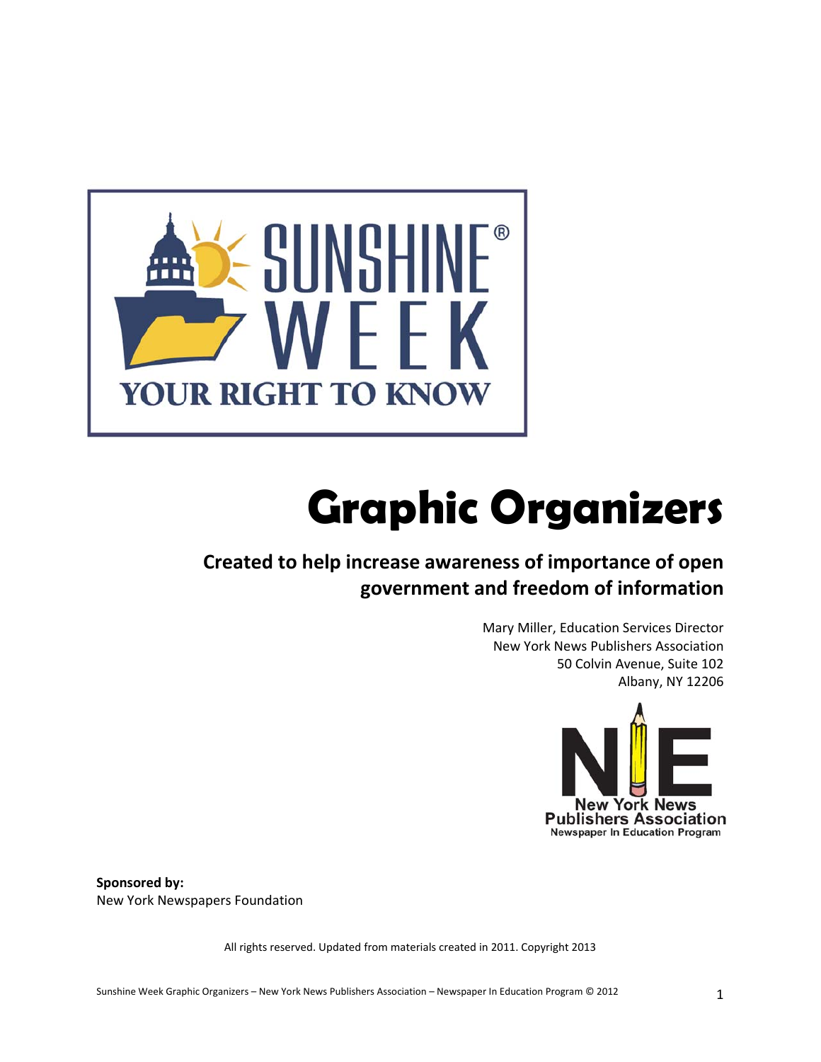# SUNSHINE® WEEK

YOUR RIGHT TO KNOW

# Graphic Organizers

## Created to help increase awareness of importance of open government and freedom of information

Mary Miller, Education Services Director
New York News Publishers Association
50 Colvin Avenue, Suite 102
Albany, NY 12206

NIE
New York News Publishers Association
Newspaper In Education Program

**Sponsored by:**
New York Newspapers Foundation

All rights reserved. Updated from materials created in 2011. Copyright 2013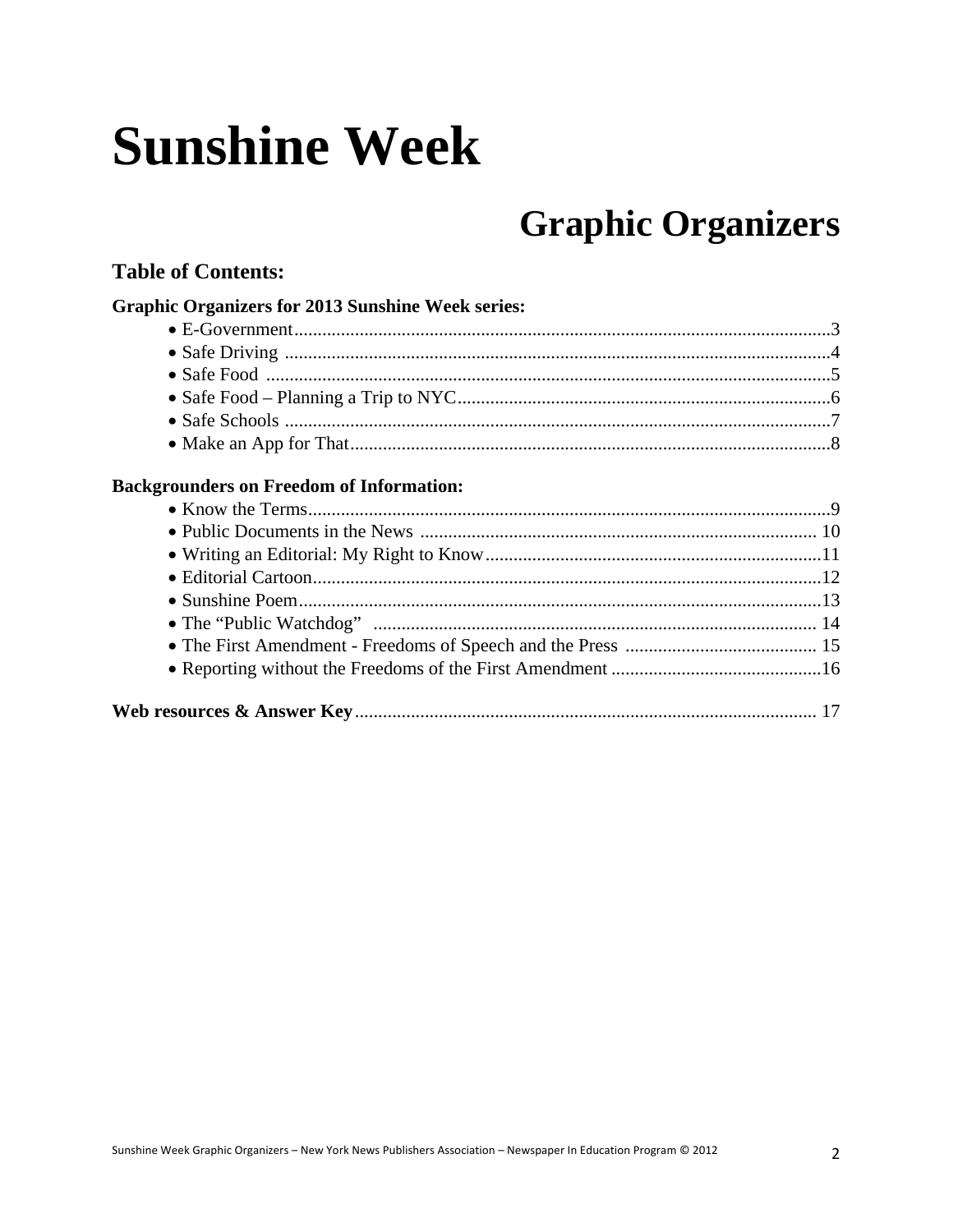# Sunshine Week

## Graphic Organizers

### Table of Contents:

**Graphic Organizers for 2013 Sunshine Week series:**

- E-Government....................................................3
- Safe Driving....................................................4
- Safe Food....................................................5
- Safe Food – Planning a Trip to NYC....................................................6
- Safe Schools....................................................7
- Make an App for That....................................................8

**Backgrounders on Freedom of Information:**

- Know the Terms....................................................9
- Public Documents in the News....................................................10
- Writing an Editorial: My Right to Know....................................................11
- Editorial Cartoon....................................................12
- Sunshine Poem....................................................13
- The "Public Watchdog"....................................................14
- The First Amendment - Freedoms of Speech and the Press....................................................15
- Reporting without the Freedoms of the First Amendment....................................................16

**Web resources & Answer Key**....................................................17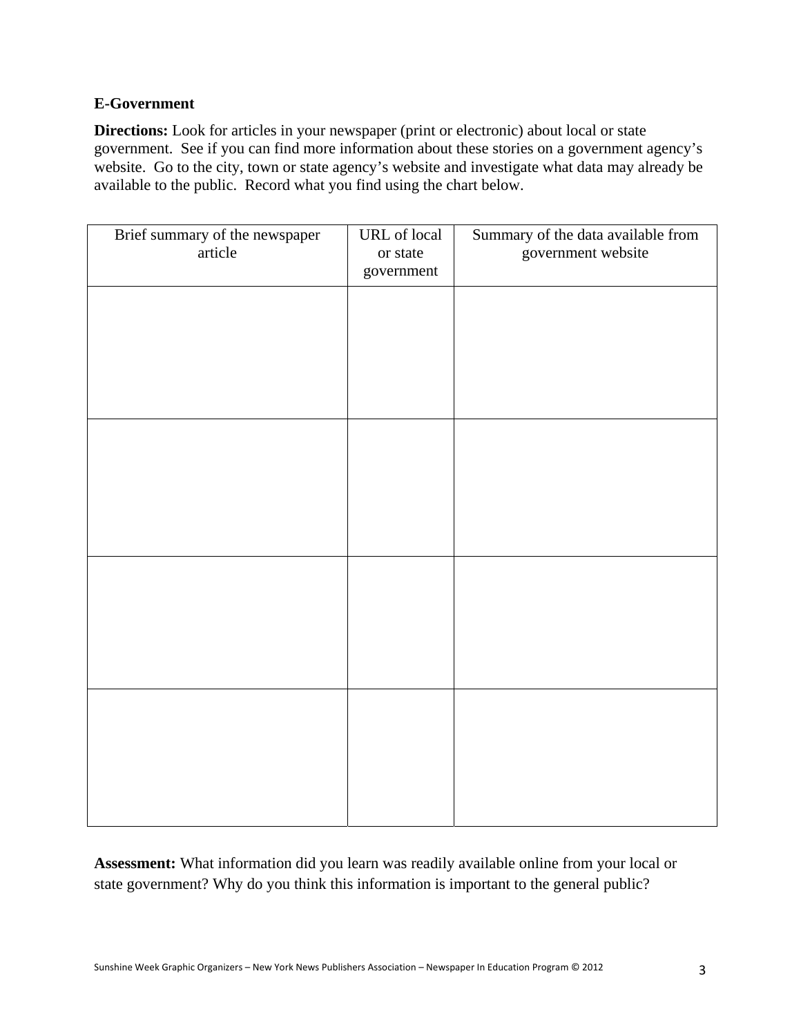**E-Government**

**Directions:** Look for articles in your newspaper (print or electronic) about local or state government. See if you can find more information about these stories on a government agency's website. Go to the city, town or state agency's website and investigate what data may already be available to the public. Record what you find using the chart below.

| Brief summary of the newspaper article | URL of local or state government | Summary of the data available from government website |
| --- | --- | --- |
| | | |
| | | |
| | | |
| | | |

**Assessment:** What information did you learn was readily available online from your local or state government? Why do you think this information is important to the general public?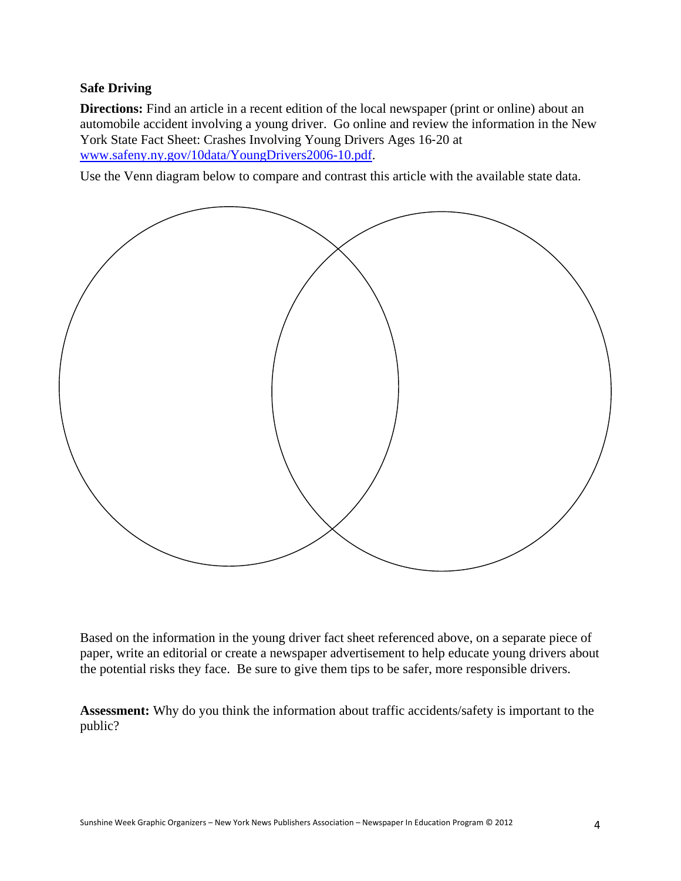**Safe Driving**

**Directions:** Find an article in a recent edition of the local newspaper (print or online) about an automobile accident involving a young driver. Go online and review the information in the New York State Fact Sheet: Crashes Involving Young Drivers Ages 16-20 at www.safeny.ny.gov/10data/YoungDrivers2006-10.pdf.

Use the Venn diagram below to compare and contrast this article with the available state data.

Based on the information in the young driver fact sheet referenced above, on a separate piece of paper, write an editorial or create a newspaper advertisement to help educate young drivers about the potential risks they face. Be sure to give them tips to be safer, more responsible drivers.

**Assessment:** Why do you think the information about traffic accidents/safety is important to the public?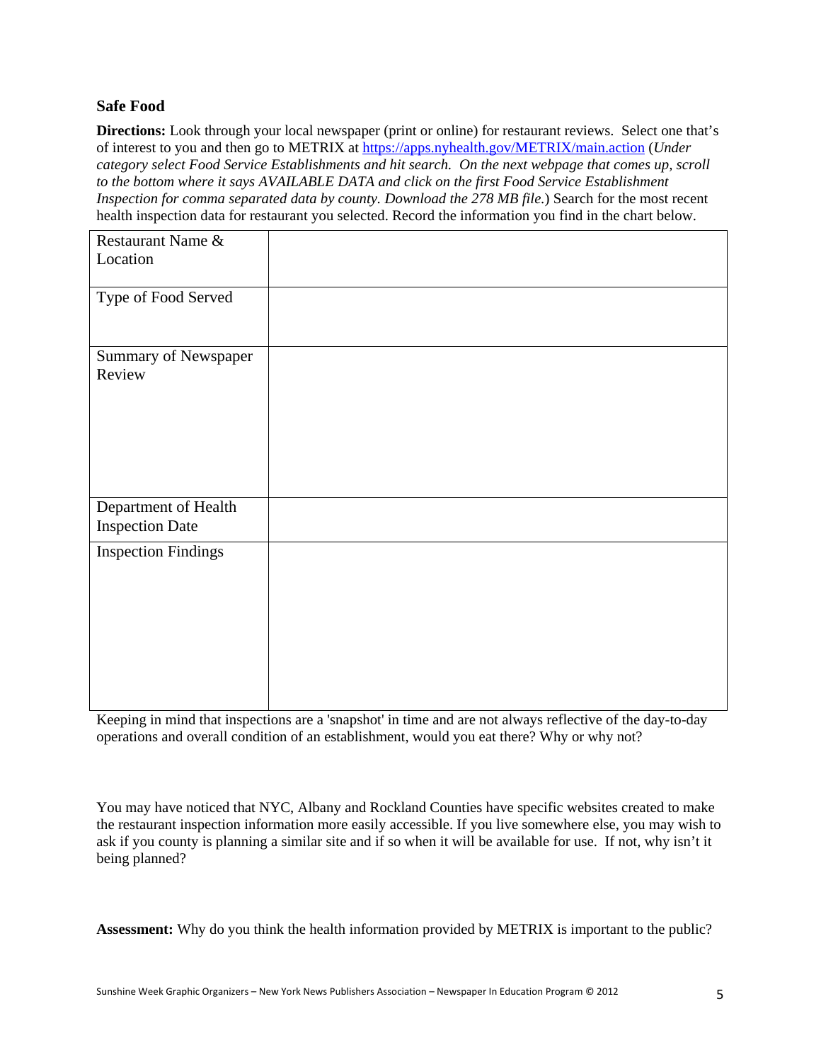**Safe Food**

**Directions:** Look through your local newspaper (print or online) for restaurant reviews. Select one that's of interest to you and then go to METRIX at [https://apps.nyhealth.gov/METRIX/main.action](https://apps.nyhealth.gov/METRIX/main.action) (*Under category select Food Service Establishments and hit search. On the next webpage that comes up, scroll to the bottom where it says AVAILABLE DATA and click on the first Food Service Establishment Inspection for comma separated data by county. Download the 278 MB file.*) Search for the most recent health inspection data for restaurant you selected. Record the information you find in the chart below.

| | |
|---|---|
| Restaurant Name & Location | |
| Type of Food Served | |
| Summary of Newspaper Review | |
| Department of Health Inspection Date | |
| Inspection Findings | |

Keeping in mind that inspections are a 'snapshot' in time and are not always reflective of the day-to-day operations and overall condition of an establishment, would you eat there? Why or why not?

You may have noticed that NYC, Albany and Rockland Counties have specific websites created to make the restaurant inspection information more easily accessible. If you live somewhere else, you may wish to ask if you county is planning a similar site and if so when it will be available for use. If not, why isn't it being planned?

**Assessment:** Why do you think the health information provided by METRIX is important to the public?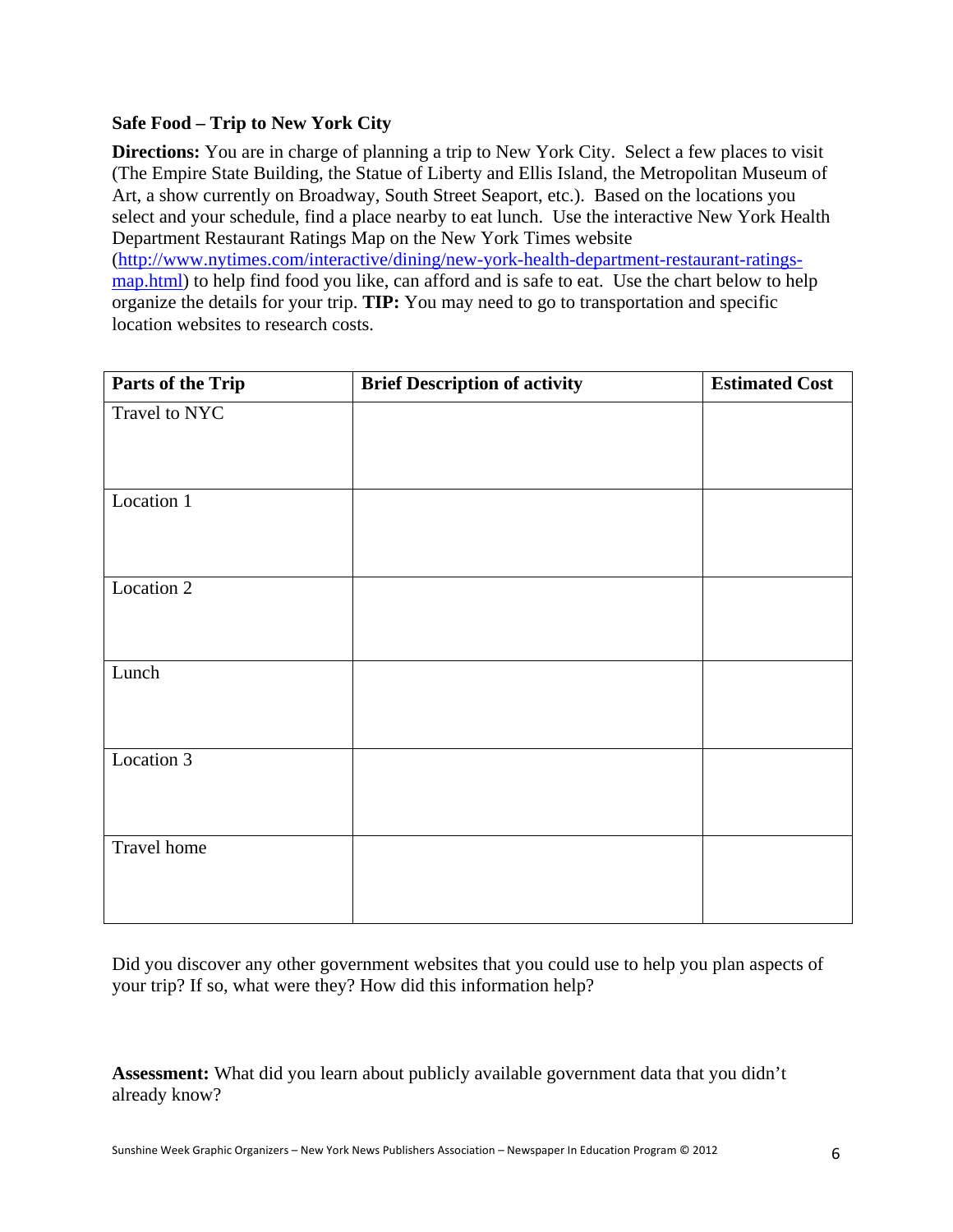**Safe Food – Trip to New York City**

**Directions:** You are in charge of planning a trip to New York City. Select a few places to visit (The Empire State Building, the Statue of Liberty and Ellis Island, the Metropolitan Museum of Art, a show currently on Broadway, South Street Seaport, etc.). Based on the locations you select and your schedule, find a place nearby to eat lunch. Use the interactive New York Health Department Restaurant Ratings Map on the New York Times website (http://www.nytimes.com/interactive/dining/new-york-health-department-restaurant-ratings-map.html) to help find food you like, can afford and is safe to eat. Use the chart below to help organize the details for your trip. **TIP:** You may need to go to transportation and specific location websites to research costs.

| Parts of the Trip | Brief Description of activity | Estimated Cost |
|---|---|---|
| Travel to NYC | | |
| Location 1 | | |
| Location 2 | | |
| Lunch | | |
| Location 3 | | |
| Travel home | | |

Did you discover any other government websites that you could use to help you plan aspects of your trip? If so, what were they? How did this information help?

**Assessment:** What did you learn about publicly available government data that you didn't already know?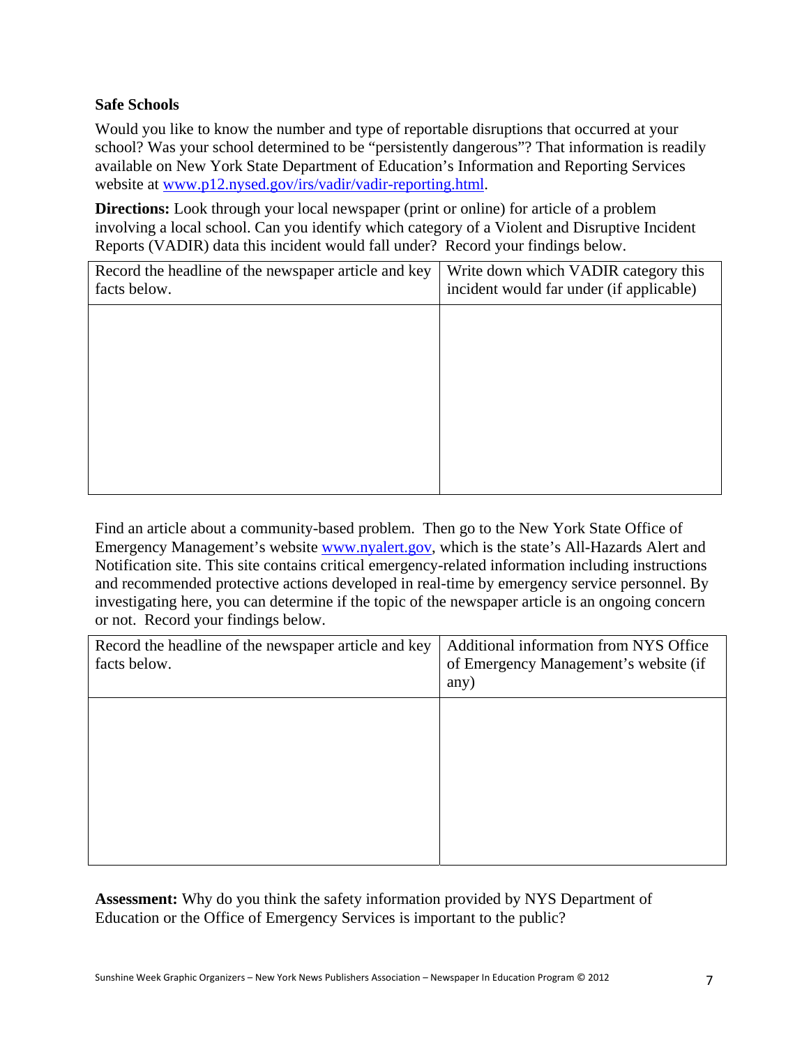**Safe Schools**

Would you like to know the number and type of reportable disruptions that occurred at your school? Was your school determined to be "persistently dangerous"? That information is readily available on New York State Department of Education's Information and Reporting Services website at www.p12.nysed.gov/irs/vadir/vadir-reporting.html.

**Directions:** Look through your local newspaper (print or online) for article of a problem involving a local school. Can you identify which category of a Violent and Disruptive Incident Reports (VADIR) data this incident would fall under? Record your findings below.

| Record the headline of the newspaper article and key facts below. | Write down which VADIR category this incident would far under (if applicable) |
|---|---|
| | |

Find an article about a community-based problem. Then go to the New York State Office of Emergency Management's website www.nyalert.gov, which is the state's All-Hazards Alert and Notification site. This site contains critical emergency-related information including instructions and recommended protective actions developed in real-time by emergency service personnel. By investigating here, you can determine if the topic of the newspaper article is an ongoing concern or not. Record your findings below.

| Record the headline of the newspaper article and key facts below. | Additional information from NYS Office of Emergency Management's website (if any) |
|---|---|
| | |

**Assessment:** Why do you think the safety information provided by NYS Department of Education or the Office of Emergency Services is important to the public?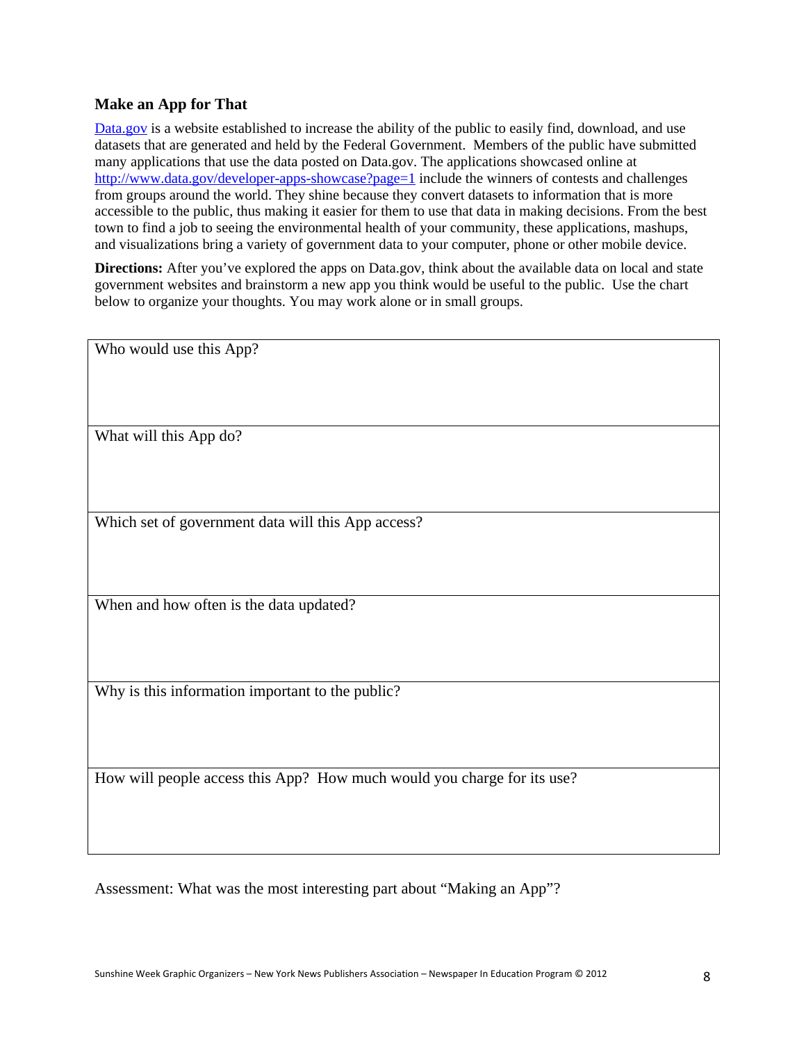### Make an App for That

[Data.gov](http://www.data.gov) is a website established to increase the ability of the public to easily find, download, and use datasets that are generated and held by the Federal Government. Members of the public have submitted many applications that use the data posted on Data.gov. The applications showcased online at [http://www.data.gov/developer-apps-showcase?page=1](http://www.data.gov/developer-apps-showcase?page=1) include the winners of contests and challenges from groups around the world. They shine because they convert datasets to information that is more accessible to the public, thus making it easier for them to use that data in making decisions. From the best town to find a job to seeing the environmental health of your community, these applications, mashups, and visualizations bring a variety of government data to your computer, phone or other mobile device.

**Directions:** After you've explored the apps on Data.gov, think about the available data on local and state government websites and brainstorm a new app you think would be useful to the public. Use the chart below to organize your thoughts. You may work alone or in small groups.

| Who would use this App? |
| --- |
| What will this App do? |
| Which set of government data will this App access? |
| When and how often is the data updated? |
| Why is this information important to the public? |
| How will people access this App? How much would you charge for its use? |

Assessment: What was the most interesting part about "Making an App"?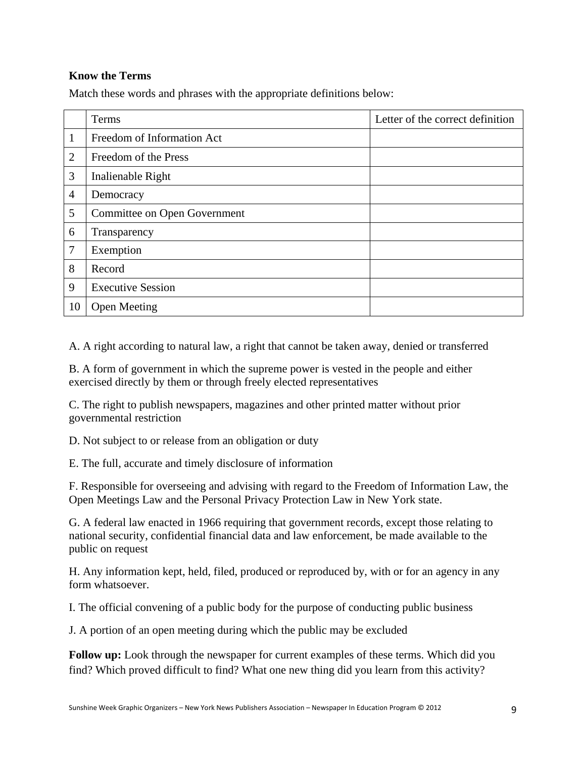**Know the Terms**

Match these words and phrases with the appropriate definitions below:

| | Terms | Letter of the correct definition |
|---|---|---|
| 1 | Freedom of Information Act | |
| 2 | Freedom of the Press | |
| 3 | Inalienable Right | |
| 4 | Democracy | |
| 5 | Committee on Open Government | |
| 6 | Transparency | |
| 7 | Exemption | |
| 8 | Record | |
| 9 | Executive Session | |
| 10 | Open Meeting | |

A. A right according to natural law, a right that cannot be taken away, denied or transferred

B. A form of government in which the supreme power is vested in the people and either exercised directly by them or through freely elected representatives

C. The right to publish newspapers, magazines and other printed matter without prior governmental restriction

D. Not subject to or release from an obligation or duty

E. The full, accurate and timely disclosure of information

F. Responsible for overseeing and advising with regard to the Freedom of Information Law, the Open Meetings Law and the Personal Privacy Protection Law in New York state.

G. A federal law enacted in 1966 requiring that government records, except those relating to national security, confidential financial data and law enforcement, be made available to the public on request

H. Any information kept, held, filed, produced or reproduced by, with or for an agency in any form whatsoever.

I. The official convening of a public body for the purpose of conducting public business

J. A portion of an open meeting during which the public may be excluded

**Follow up:** Look through the newspaper for current examples of these terms. Which did you find? Which proved difficult to find? What one new thing did you learn from this activity?

Sunshine Week Graphic Organizers – New York News Publishers Association – Newspaper In Education Program © 2012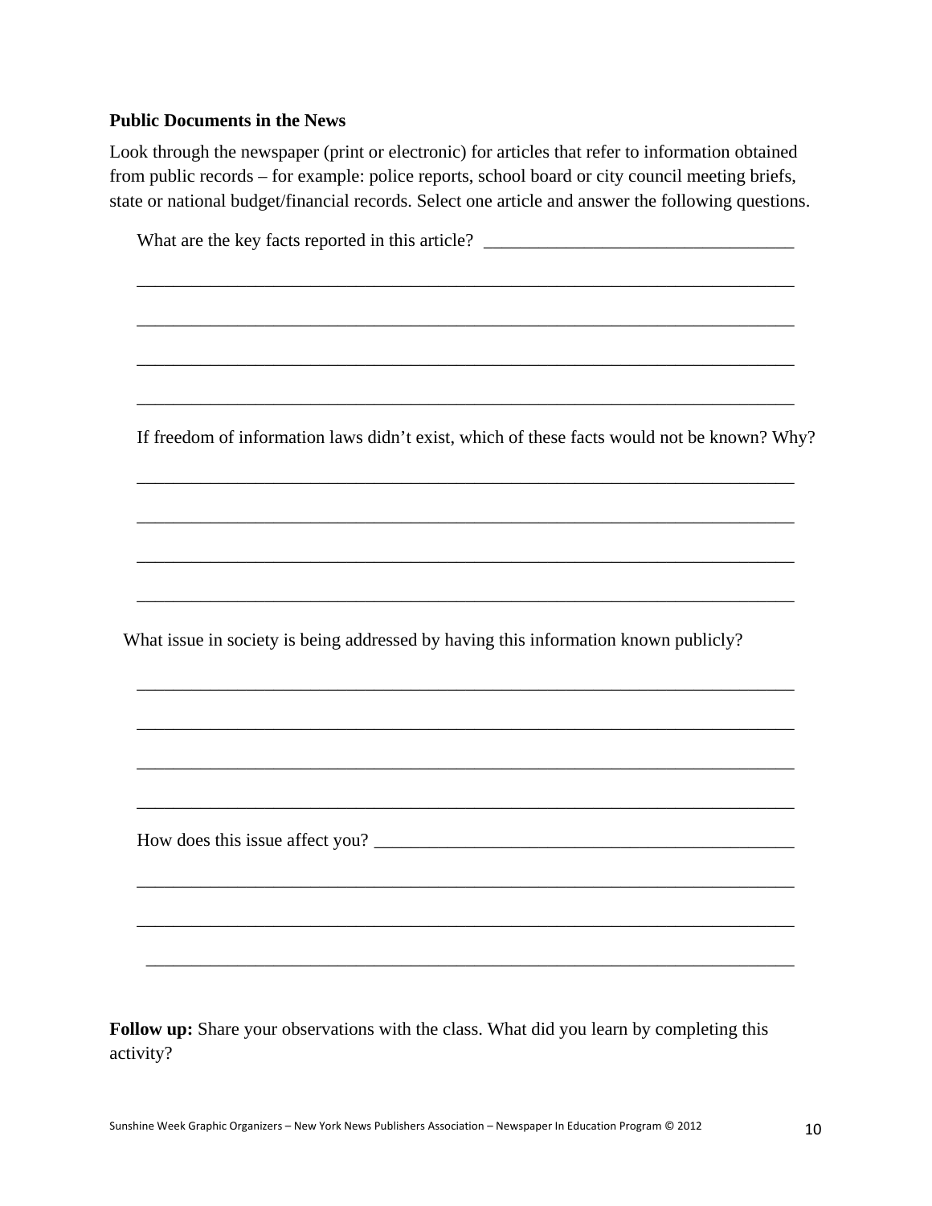**Public Documents in the News**

Look through the newspaper (print or electronic) for articles that refer to information obtained from public records – for example: police reports, school board or city council meeting briefs, state or national budget/financial records. Select one article and answer the following questions.

What are the key facts reported in this article? ___________________________________

___________________________________________________________________________

___________________________________________________________________________

___________________________________________________________________________

___________________________________________________________________________

If freedom of information laws didn't exist, which of these facts would not be known? Why?

___________________________________________________________________________

___________________________________________________________________________

___________________________________________________________________________

___________________________________________________________________________

What issue in society is being addressed by having this information known publicly?

___________________________________________________________________________

___________________________________________________________________________

___________________________________________________________________________

___________________________________________________________________________

How does this issue affect you? ________________________________________________

___________________________________________________________________________

___________________________________________________________________________

___________________________________________________________________________

**Follow up:** Share your observations with the class. What did you learn by completing this activity?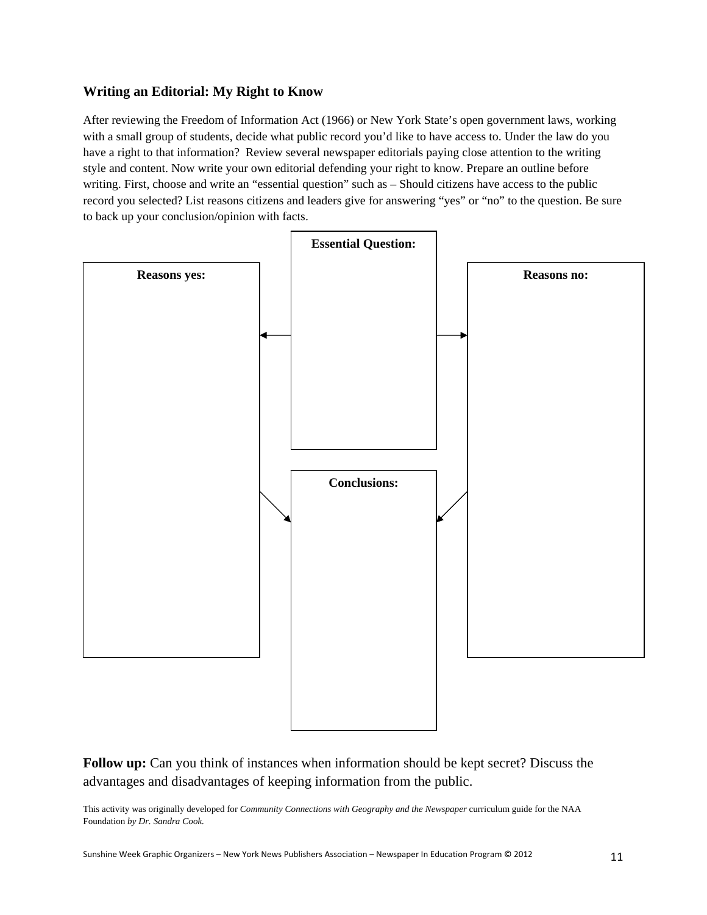## Writing an Editorial: My Right to Know

After reviewing the Freedom of Information Act (1966) or New York State's open government laws, working with a small group of students, decide what public record you'd like to have access to. Under the law do you have a right to that information? Review several newspaper editorials paying close attention to the writing style and content. Now write your own editorial defending your right to know. Prepare an outline before writing. First, choose and write an "essential question" such as – Should citizens have access to the public record you selected? List reasons citizens and leaders give for answering "yes" or "no" to the question. Be sure to back up your conclusion/opinion with facts.

**Essential Question:**

**Reasons yes:**

**Reasons no:**

**Conclusions:**

**Follow up:** Can you think of instances when information should be kept secret? Discuss the advantages and disadvantages of keeping information from the public.

This activity was originally developed for *Community Connections with Geography and the Newspaper* curriculum guide for the NAA Foundation *by Dr. Sandra Cook.*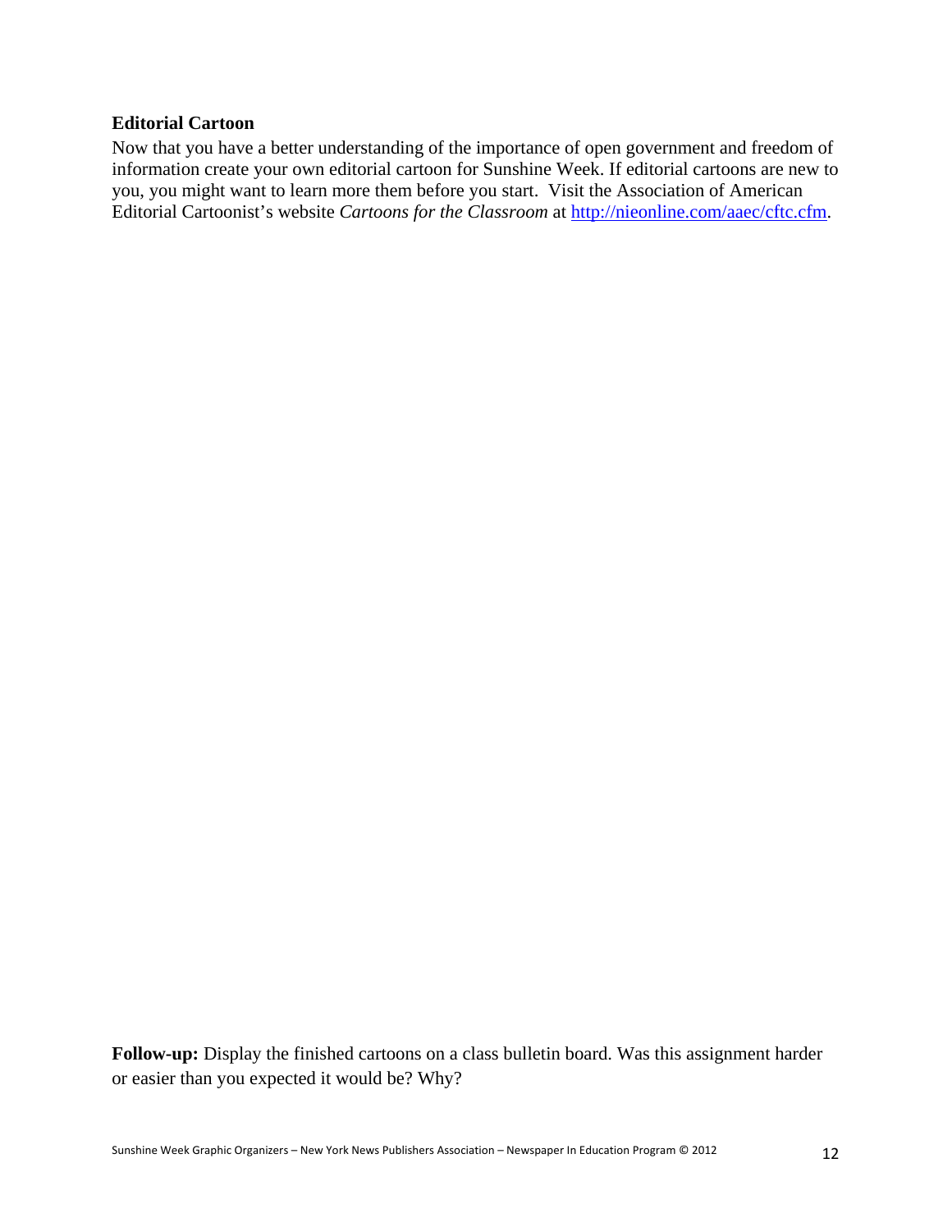### Editorial Cartoon

Now that you have a better understanding of the importance of open government and freedom of information create your own editorial cartoon for Sunshine Week. If editorial cartoons are new to you, you might want to learn more them before you start. Visit the Association of American Editorial Cartoonist's website *Cartoons for the Classroom* at http://nieonline.com/aaec/cftc.cfm.

**Follow-up:** Display the finished cartoons on a class bulletin board. Was this assignment harder or easier than you expected it would be? Why?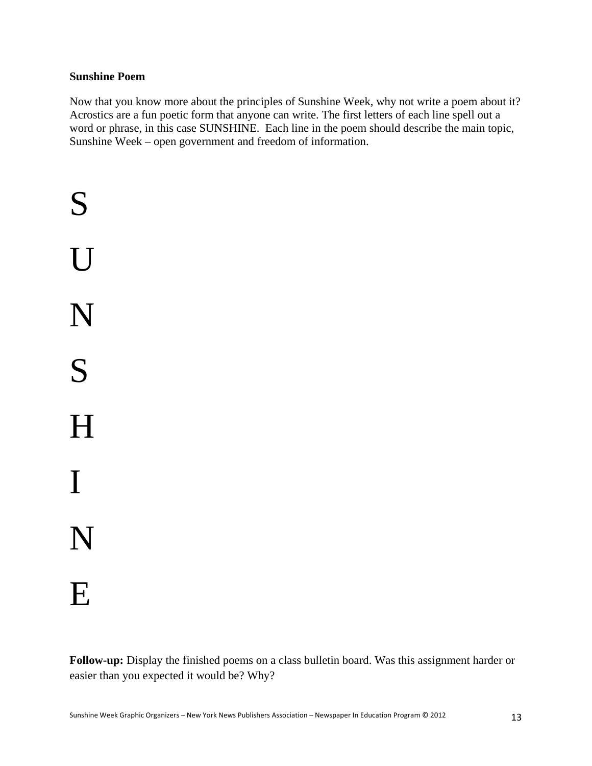**Sunshine Poem**

Now that you know more about the principles of Sunshine Week, why not write a poem about it? Acrostics are a fun poetic form that anyone can write. The first letters of each line spell out a word or phrase, in this case SUNSHINE. Each line in the poem should describe the main topic, Sunshine Week – open government and freedom of information.

S

U

N

S

H

I

N

E

**Follow-up:** Display the finished poems on a class bulletin board. Was this assignment harder or easier than you expected it would be? Why?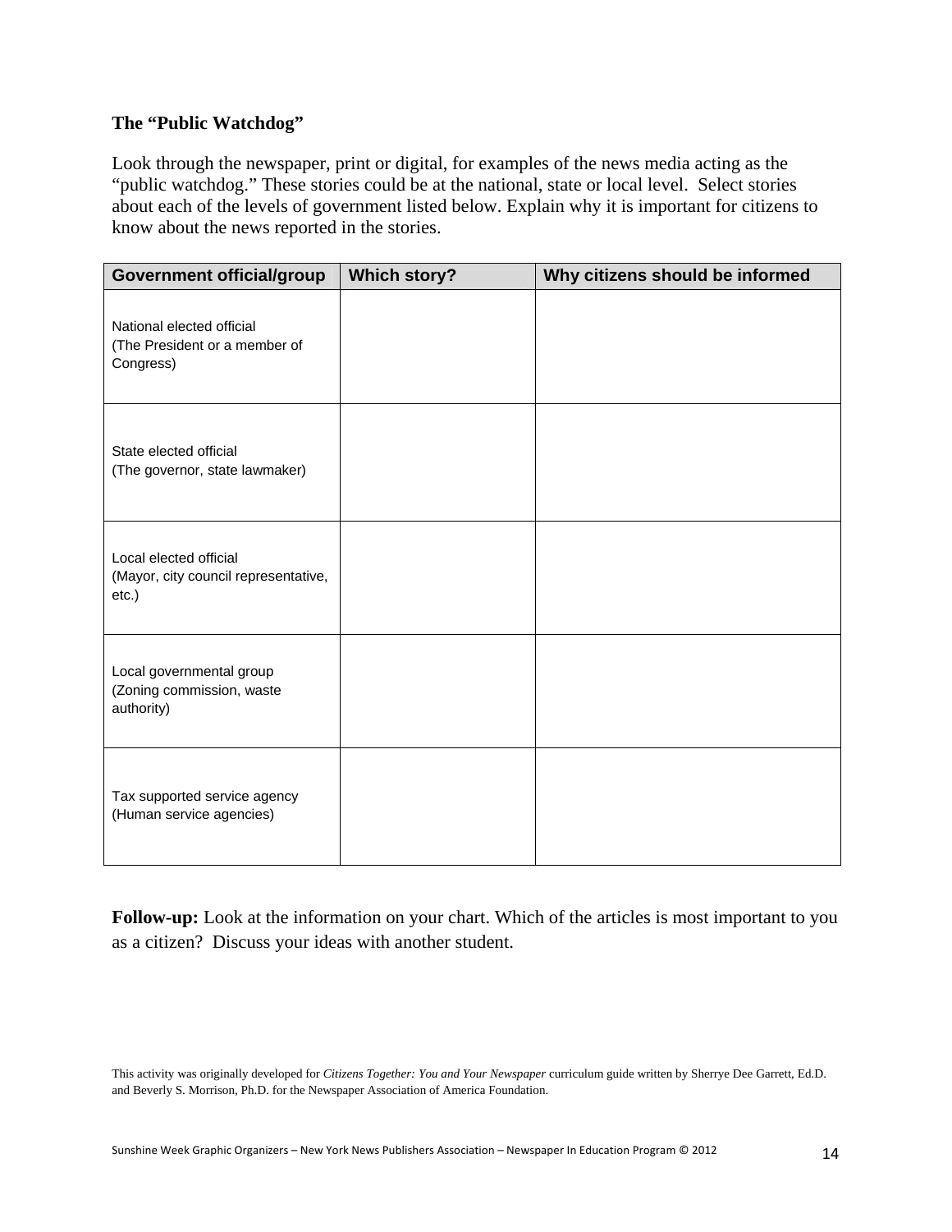**The "Public Watchdog"**

Look through the newspaper, print or digital, for examples of the news media acting as the "public watchdog." These stories could be at the national, state or local level. Select stories about each of the levels of government listed below. Explain why it is important for citizens to know about the news reported in the stories.

| Government official/group | Which story? | Why citizens should be informed |
|---|---|---|
| National elected official (The President or a member of Congress) | | |
| State elected official (The governor, state lawmaker) | | |
| Local elected official (Mayor, city council representative, etc.) | | |
| Local governmental group (Zoning commission, waste authority) | | |
| Tax supported service agency (Human service agencies) | | |

**Follow-up:** Look at the information on your chart. Which of the articles is most important to you as a citizen? Discuss your ideas with another student.

This activity was originally developed for *Citizens Together: You and Your Newspaper* curriculum guide written by Sherrye Dee Garrett, Ed.D. and Beverly S. Morrison, Ph.D. for the Newspaper Association of America Foundation.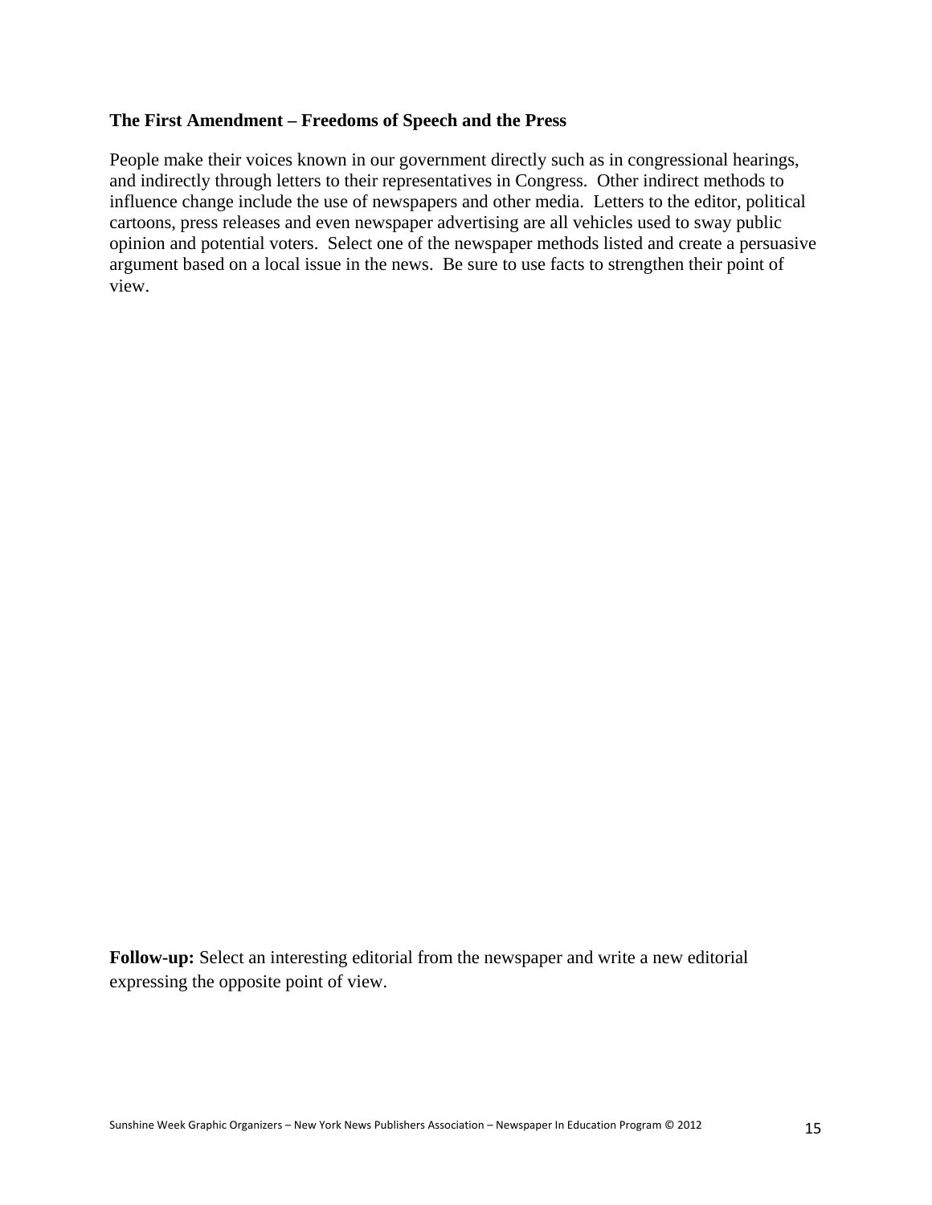**The First Amendment – Freedoms of Speech and the Press**

People make their voices known in our government directly such as in congressional hearings, and indirectly through letters to their representatives in Congress. Other indirect methods to influence change include the use of newspapers and other media. Letters to the editor, political cartoons, press releases and even newspaper advertising are all vehicles used to sway public opinion and potential voters. Select one of the newspaper methods listed and create a persuasive argument based on a local issue in the news. Be sure to use facts to strengthen their point of view.

**Follow-up:** Select an interesting editorial from the newspaper and write a new editorial expressing the opposite point of view.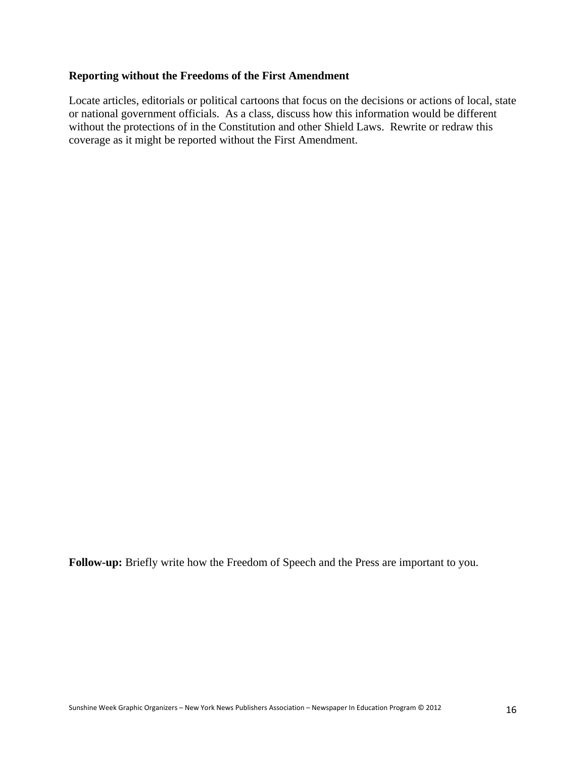**Reporting without the Freedoms of the First Amendment**

Locate articles, editorials or political cartoons that focus on the decisions or actions of local, state or national government officials. As a class, discuss how this information would be different without the protections of in the Constitution and other Shield Laws. Rewrite or redraw this coverage as it might be reported without the First Amendment.

**Follow-up:** Briefly write how the Freedom of Speech and the Press are important to you.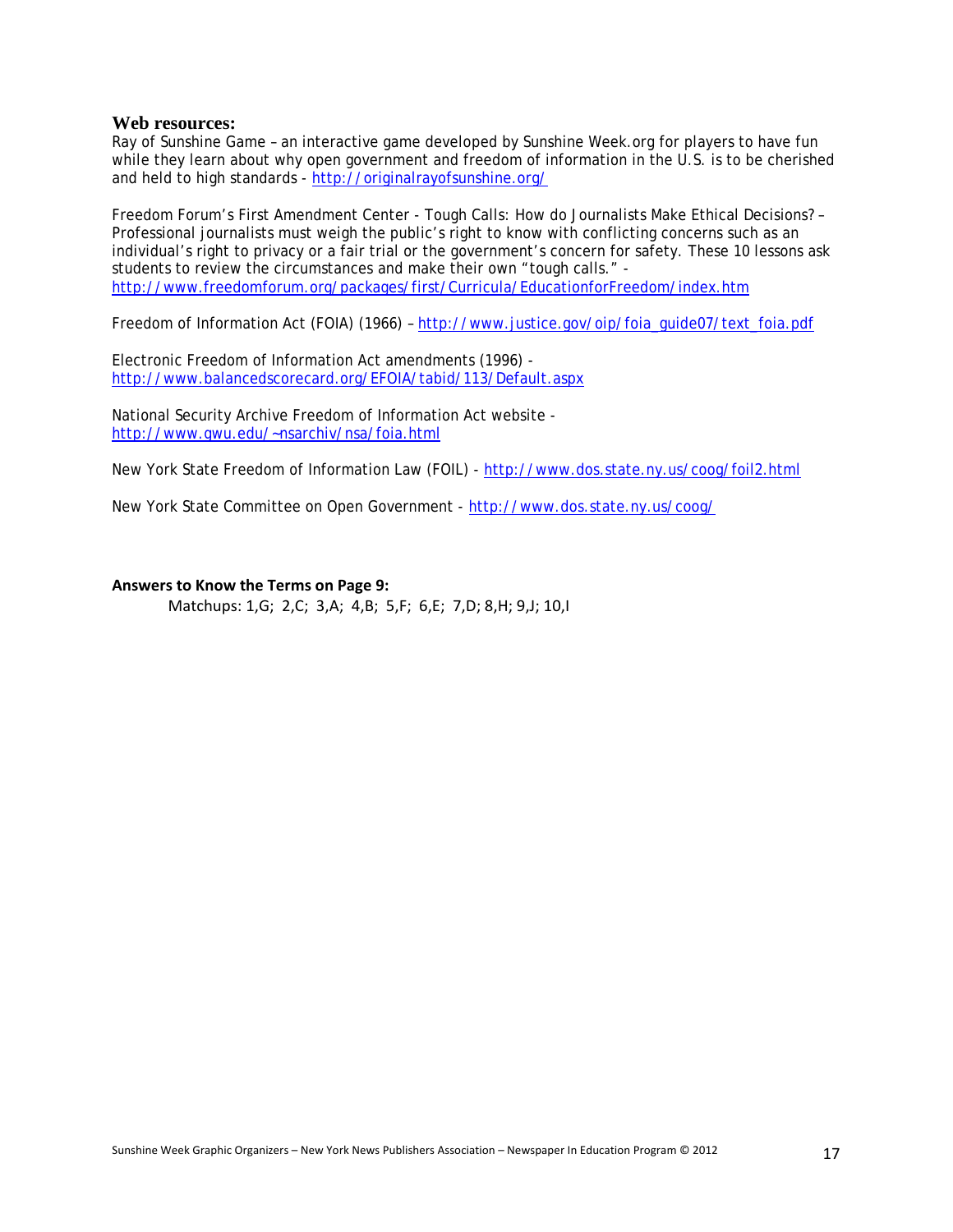## Web resources:

Ray of Sunshine Game – an interactive game developed by Sunshine Week.org for players to have fun while they learn about why open government and freedom of information in the U.S. is to be cherished and held to high standards - http://originalrayofsunshine.org/

Freedom Forum's First Amendment Center - Tough Calls: How do Journalists Make Ethical Decisions? – Professional journalists must weigh the public's right to know with conflicting concerns such as an individual's right to privacy or a fair trial or the government's concern for safety. These 10 lessons ask students to review the circumstances and make their own "tough calls." - http://www.freedomforum.org/packages/first/Curricula/EducationforFreedom/index.htm

Freedom of Information Act (FOIA) (1966) – http://www.justice.gov/oip/foia_guide07/text_foia.pdf

Electronic Freedom of Information Act amendments (1996) - http://www.balancedscorecard.org/EFOIA/tabid/113/Default.aspx

National Security Archive Freedom of Information Act website - http://www.gwu.edu/~nsarchiv/nsa/foia.html

New York State Freedom of Information Law (FOIL) - http://www.dos.state.ny.us/coog/foil2.html

New York State Committee on Open Government - http://www.dos.state.ny.us/coog/

**Answers to Know the Terms on Page 9:**

Matchups: 1,G; 2,C; 3,A; 4,B; 5,F; 6,E; 7,D; 8,H; 9,J; 10,I